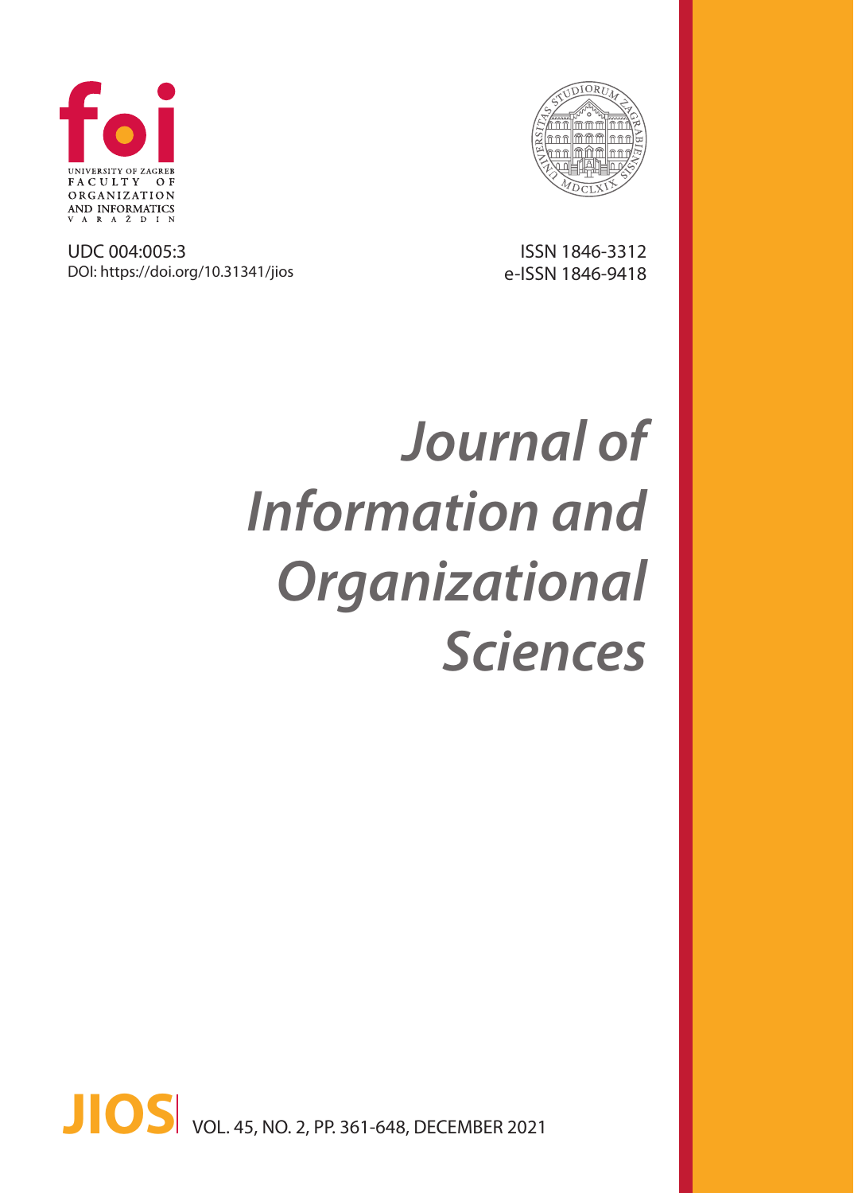foi

UNIVERSITY OF ZAGREB
FACULTY OF
ORGANIZATION
AND INFORMATICS
VARAŽDIN

UDC 004:005:3
DOI: https://doi.org/10.31341/jios

ISSN 1846-3312
e-ISSN 1846-9418

# *Journal of Information and Organizational Sciences*

**JIOS** VOL. 45, NO. 2, PP. 361-648, DECEMBER 2021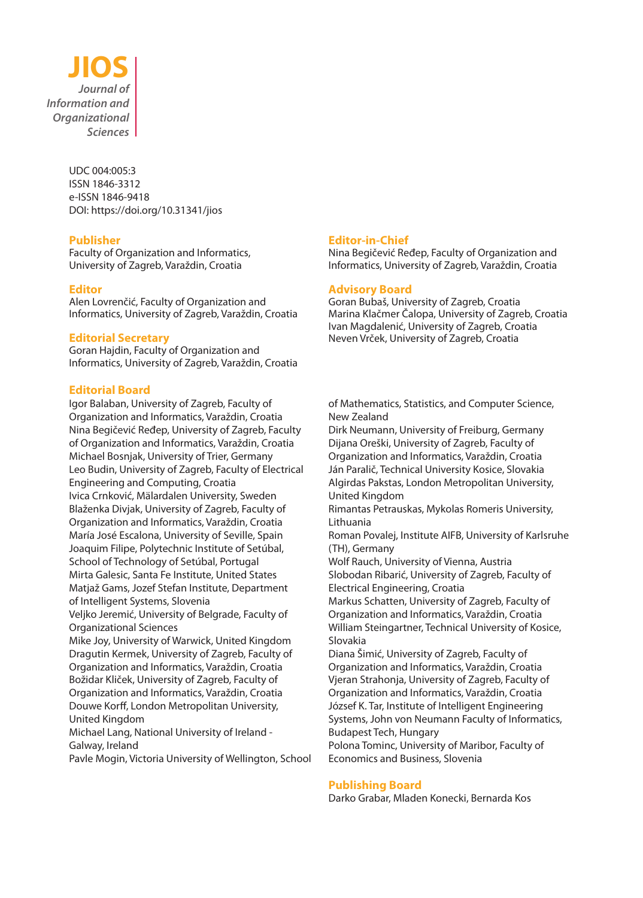# JIOS

*Journal of Information and Organizational Sciences*

UDC 004:005:3
ISSN 1846-3312
e-ISSN 1846-9418
DOI: https://doi.org/10.31341/jios

## Publisher
Faculty of Organization and Informatics, University of Zagreb, Varaždin, Croatia

## Editor
Alen Lovrenčić, Faculty of Organization and Informatics, University of Zagreb, Varaždin, Croatia

## Editorial Secretary
Goran Hajdin, Faculty of Organization and Informatics, University of Zagreb, Varaždin, Croatia

## Editor-in-Chief
Nina Begičević Ređep, Faculty of Organization and Informatics, University of Zagreb, Varaždin, Croatia

## Advisory Board
Goran Bubaš, University of Zagreb, Croatia
Marina Klačmer Čalopa, University of Zagreb, Croatia
Ivan Magdalenić, University of Zagreb, Croatia
Neven Vrček, University of Zagreb, Croatia

## Editorial Board
Igor Balaban, University of Zagreb, Faculty of Organization and Informatics, Varaždin, Croatia
Nina Begičević Ređep, University of Zagreb, Faculty of Organization and Informatics, Varaždin, Croatia
Michael Bosnjak, University of Trier, Germany
Leo Budin, University of Zagreb, Faculty of Electrical Engineering and Computing, Croatia
Ivica Crnković, Mälardalen University, Sweden
Blaženka Divjak, University of Zagreb, Faculty of Organization and Informatics, Varaždin, Croatia
María José Escalona, University of Seville, Spain
Joaquim Filipe, Polytechnic Institute of Setúbal, School of Technology of Setúbal, Portugal
Mirta Galesic, Santa Fe Institute, United States
Matjaž Gams, Jozef Stefan Institute, Department of Intelligent Systems, Slovenia
Veljko Jeremić, University of Belgrade, Faculty of Organizational Sciences
Mike Joy, University of Warwick, United Kingdom
Dragutin Kermek, University of Zagreb, Faculty of Organization and Informatics, Varaždin, Croatia
Božidar Kliček, University of Zagreb, Faculty of Organization and Informatics, Varaždin, Croatia
Douwe Korff, London Metropolitan University, United Kingdom
Michael Lang, National University of Ireland - Galway, Ireland
Pavle Mogin, Victoria University of Wellington, School of Mathematics, Statistics, and Computer Science, New Zealand
Dirk Neumann, University of Freiburg, Germany
Dijana Oreški, University of Zagreb, Faculty of Organization and Informatics, Varaždin, Croatia
Ján Paralič, Technical University Kosice, Slovakia
Algirdas Pakstas, London Metropolitan University, United Kingdom
Rimantas Petrauskas, Mykolas Romeris University, Lithuania
Roman Povalej, Institute AIFB, University of Karlsruhe (TH), Germany
Wolf Rauch, University of Vienna, Austria
Slobodan Ribarić, University of Zagreb, Faculty of Electrical Engineering, Croatia
Markus Schatten, University of Zagreb, Faculty of Organization and Informatics, Varaždin, Croatia
William Steingartner, Technical University of Kosice, Slovakia
Diana Šimić, University of Zagreb, Faculty of Organization and Informatics, Varaždin, Croatia
Vjeran Strahonja, University of Zagreb, Faculty of Organization and Informatics, Varaždin, Croatia
József K. Tar, Institute of Intelligent Engineering Systems, John von Neumann Faculty of Informatics, Budapest Tech, Hungary
Polona Tominc, University of Maribor, Faculty of Economics and Business, Slovenia

## Publishing Board
Darko Grabar, Mladen Konecki, Bernarda Kos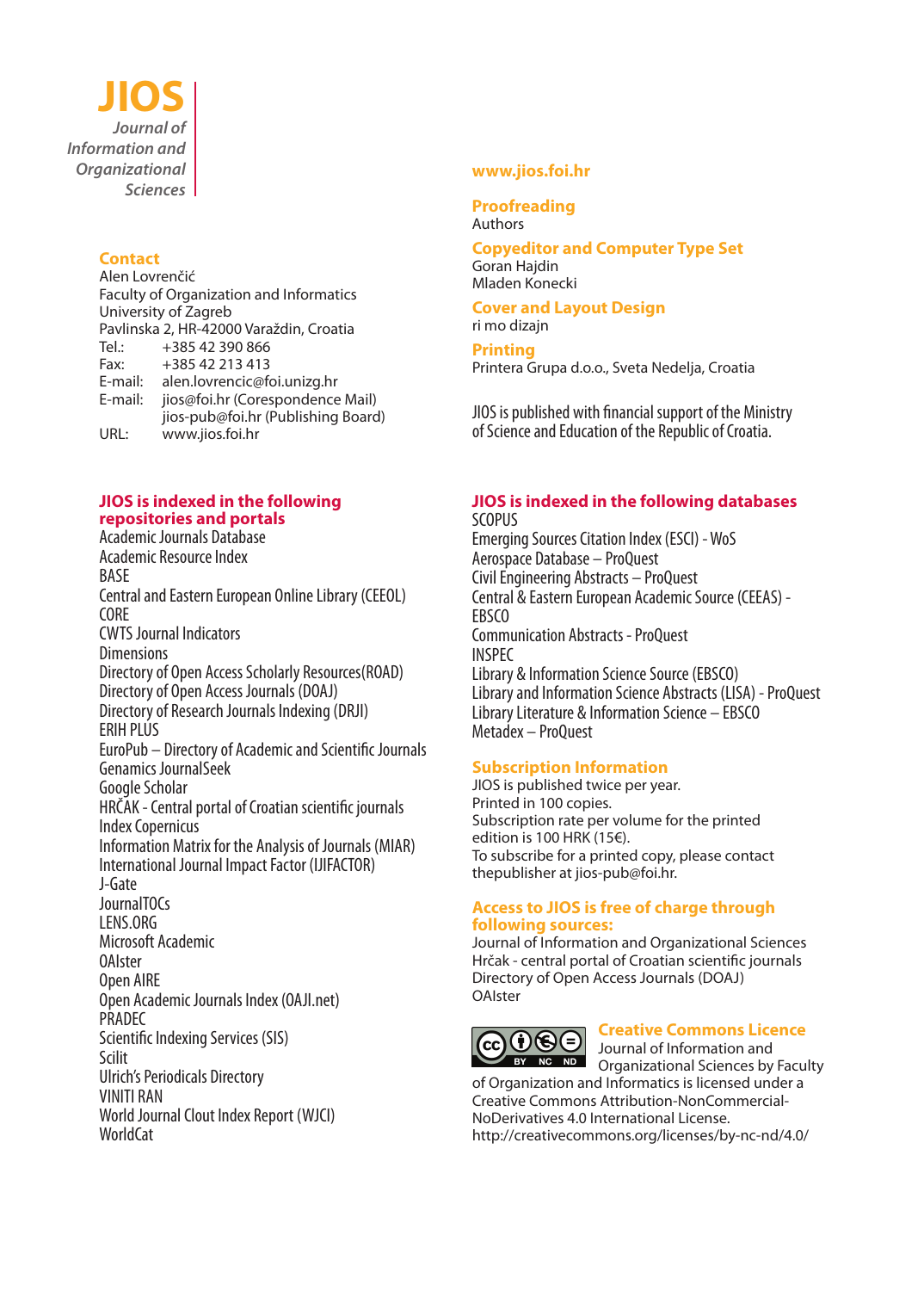# JIOS

*Journal of Information and Organizational Sciences*

## Contact

Alen Lovrenčić
Faculty of Organization and Informatics
University of Zagreb
Pavlinska 2, HR-42000 Varaždin, Croatia

Tel.: +385 42 390 866
Fax: +385 42 213 413
E-mail: alen.lovrencic@foi.unizg.hr
E-mail: jios@foi.hr (Corespondence Mail)
jios-pub@foi.hr (Publishing Board)
URL: www.jios.foi.hr

## www.jios.foi.hr

## Proofreading

Authors

## Copyeditor and Computer Type Set

Goran Hajdin
Mladen Konecki

## Cover and Layout Design

ri mo dizajn

## Printing

Printera Grupa d.o.o., Sveta Nedelja, Croatia

JIOS is published with financial support of the Ministry of Science and Education of the Republic of Croatia.

## JIOS is indexed in the following repositories and portals

Academic Journals Database
Academic Resource Index
BASE
Central and Eastern European Online Library (CEEOL)
CORE
CWTS Journal Indicators
Dimensions
Directory of Open Access Scholarly Resources(ROAD)
Directory of Open Access Journals (DOAJ)
Directory of Research Journals Indexing (DRJI)
ERIH PLUS
EuroPub – Directory of Academic and Scientific Journals
Genamics JournalSeek
Google Scholar
HRČAK - Central portal of Croatian scientific journals
Index Copernicus
Information Matrix for the Analysis of Journals (MIAR)
International Journal Impact Factor (IJIFACTOR)
J-Gate
JournalTOCs
LENS.ORG
Microsoft Academic
OAIster
Open AIRE
Open Academic Journals Index (OAJI.net)
PRADEC
Scientific Indexing Services (SIS)
Scilit
Ulrich's Periodicals Directory
VINITI RAN
World Journal Clout Index Report (WJCI)
WorldCat

## JIOS is indexed in the following databases

SCOPUS
Emerging Sources Citation Index (ESCI) - WoS
Aerospace Database – ProQuest
Civil Engineering Abstracts – ProQuest
Central & Eastern European Academic Source (CEEAS) - EBSCO
Communication Abstracts - ProQuest
INSPEC
Library & Information Science Source (EBSCO)
Library and Information Science Abstracts (LISA) - ProQuest
Library Literature & Information Science – EBSCO
Metadex – ProQuest

## Subscription Information

JIOS is published twice per year.
Printed in 100 copies.
Subscription rate per volume for the printed edition is 100 HRK (15€).
To subscribe for a printed copy, please contact thepublisher at jios-pub@foi.hr.

## Access to JIOS is free of charge through following sources:

Journal of Information and Organizational Sciences
Hrčak - central portal of Croatian scientific journals
Directory of Open Access Journals (DOAJ)
OAIster

## Creative Commons Licence

Journal of Information and Organizational Sciences by Faculty of Organization and Informatics is licensed under a Creative Commons Attribution-NonCommercial-NoDerivatives 4.0 International License.
http://creativecommons.org/licenses/by-nc-nd/4.0/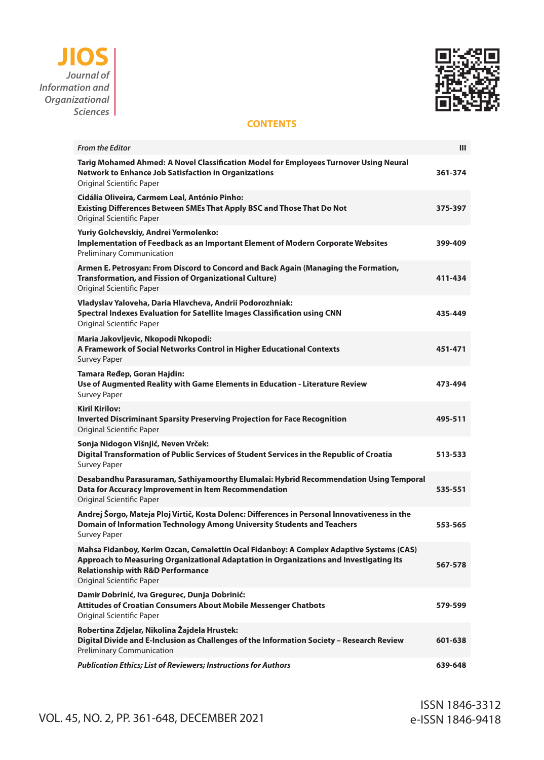# JIOS

*Journal of Information and Organizational Sciences*

## CONTENTS

| | |
|---|---|
| *From the Editor* | III |
| **Tarig Mohamed Ahmed: A Novel Classification Model for Employees Turnover Using Neural Network to Enhance Job Satisfaction in Organizations**<br>Original Scientific Paper | 361-374 |
| **Cidália Oliveira, Carmem Leal, António Pinho:**<br>**Existing Differences Between SMEs That Apply BSC and Those That Do Not**<br>Original Scientific Paper | 375-397 |
| **Yuriy Golchevskiy, Andrei Yermolenko:**<br>**Implementation of Feedback as an Important Element of Modern Corporate Websites**<br>Preliminary Communication | 399-409 |
| **Armen E. Petrosyan: From Discord to Concord and Back Again (Managing the Formation, Transformation, and Fission of Organizational Culture)**<br>Original Scientific Paper | 411-434 |
| **Vladyslav Yaloveha, Daria Hlavcheva, Andrii Podorozhniak:**<br>**Spectral Indexes Evaluation for Satellite Images Classification using CNN**<br>Original Scientific Paper | 435-449 |
| **Maria Jakovljevic, Nkopodi Nkopodi:**<br>**A Framework of Social Networks Control in Higher Educational Contexts**<br>Survey Paper | 451-471 |
| **Tamara Ređep, Goran Hajdin:**<br>**Use of Augmented Reality with Game Elements in Education - Literature Review**<br>Survey Paper | 473-494 |
| **Kiril Kirilov:**<br>**Inverted Discriminant Sparsity Preserving Projection for Face Recognition**<br>Original Scientific Paper | 495-511 |
| **Sonja Nidogon Višnjić, Neven Vrček:**<br>**Digital Transformation of Public Services of Student Services in the Republic of Croatia**<br>Survey Paper | 513-533 |
| **Desabandhu Parasuraman, Sathiyamoorthy Elumalai: Hybrid Recommendation Using Temporal Data for Accuracy Improvement in Item Recommendation**<br>Original Scientific Paper | 535-551 |
| **Andrej Šorgo, Mateja Ploj Virtič, Kosta Dolenc: Differences in Personal Innovativeness in the Domain of Information Technology Among University Students and Teachers**<br>Survey Paper | 553-565 |
| **Mahsa Fidanboy, Kerim Ozcan, Cemalettin Ocal Fidanboy: A Complex Adaptive Systems (CAS) Approach to Measuring Organizational Adaptation in Organizations and Investigating its Relationship with R&D Performance**<br>Original Scientific Paper | 567-578 |
| **Damir Dobrinić, Iva Gregurec, Dunja Dobrinić:**<br>**Attitudes of Croatian Consumers About Mobile Messenger Chatbots**<br>Original Scientific Paper | 579-599 |
| **Robertina Zdjelar, Nikolina Žajdela Hrustek:**<br>**Digital Divide and E-Inclusion as Challenges of the Information Society – Research Review**<br>Preliminary Communication | 601-638 |
| ***Publication Ethics; List of Reviewers; Instructions for Authors*** | 639-648 |

VOL. 45, NO. 2, PP. 361-648, DECEMBER 2021

ISSN 1846-3312
e-ISSN 1846-9418